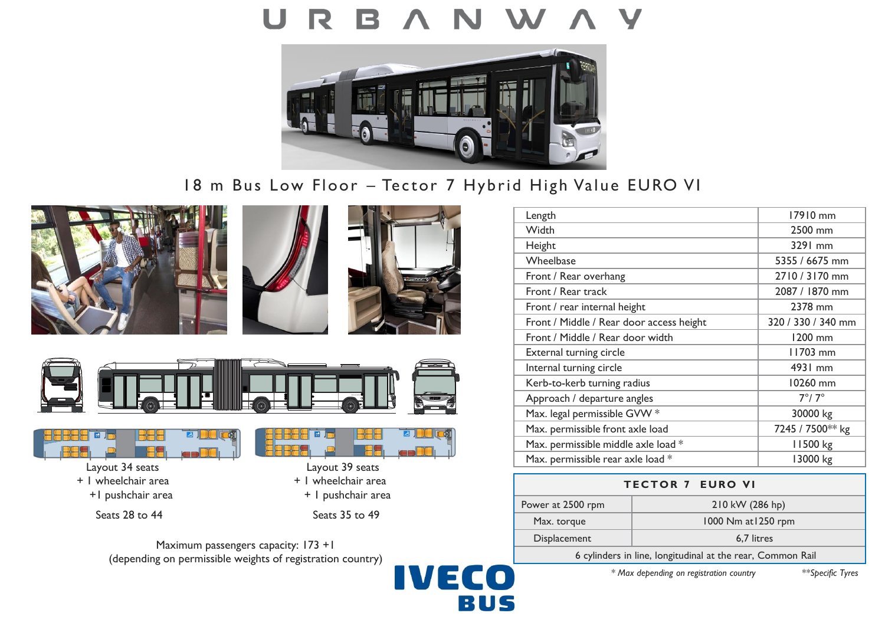# URBANWAY

## 18 m Bus Low Floor – Tector 7 Hybrid High Value EURO VI

| Length | 17910 mm |
|---|---|
| Width | 2500 mm |
| Height | 3291 mm |
| Wheelbase | 5355 / 6675 mm |
| Front / Rear overhang | 2710 / 3170 mm |
| Front / Rear track | 2087 / 1870 mm |
| Front / rear internal height | 2378 mm |
| Front / Middle / Rear door access height | 320 / 330 / 340 mm |
| Front / Middle / Rear door width | 1200 mm |
| External turning circle | 11703 mm |
| Internal turning circle | 4931 mm |
| Kerb-to-kerb turning radius | 10260 mm |
| Approach / departure angles | 7°/ 7° |
| Max. legal permissible GVW * | 30000 kg |
| Max. permissible front axle load | 7245 / 7500** kg |
| Max. permissible middle axle load * | 11500 kg |
| Max. permissible rear axle load * | 13000 kg |

| TECTOR 7 EURO VI | |
|---|---|
| Power at 2500 rpm | 210 kW (286 hp) |
| Max. torque | 1000 Nm at1250 rpm |
| Displacement | 6,7 litres |
| 6 cylinders in line, longitudinal at the rear, Common Rail | |

*\* Max depending on registration country* *\*\*Specific Tyres*

Layout 34 seats
+ 1 wheelchair area
+1 pushchair area

Seats 28 to 44

Layout 39 seats
+ 1 wheelchair area
+ 1 pushchair area

Seats 35 to 49

Maximum passengers capacity: 173 +1
(depending on permissible weights of registration country)

IVECO BUS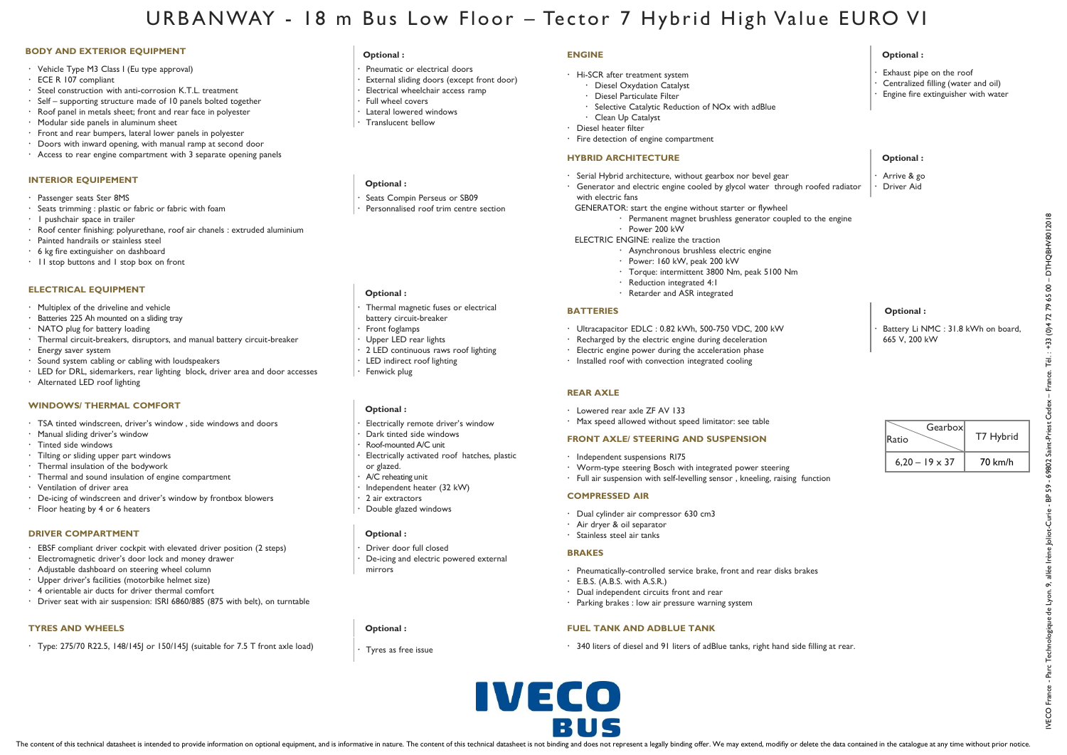# URBANWAY - 18 m Bus Low Floor – Tector 7 Hybrid High Value EURO VI

## BODY AND EXTERIOR EQUIPMENT

- Vehicle Type M3 Class I (Eu type approval)
- ECE R 107 compliant
- Steel construction with anti-corrosion K.T.L. treatment
- Self – supporting structure made of 10 panels bolted together
- Roof panel in metals sheet; front and rear face in polyester
- Modular side panels in aluminum sheet
- Front and rear bumpers, lateral lower panels in polyester
- Doors with inward opening, with manual ramp at second door
- Access to rear engine compartment with 3 separate opening panels

**Optional :**

- Pneumatic or electrical doors
- External sliding doors (except front door)
- Electrical wheelchair access ramp
- Full wheel covers
- Lateral lowered windows
- Translucent bellow

## INTERIOR EQUIPEMENT

- Passenger seats Ster 8MS
- Seats trimming : plastic or fabric or fabric with foam
- 1 pushchair space in trailer
- Roof center finishing: polyurethane, roof air chanels : extruded aluminium
- Painted handrails or stainless steel
- 6 kg fire extinguisher on dashboard
- 11 stop buttons and 1 stop box on front

**Optional :**

- Seats Compin Perseus or SB09
- Personnalised roof trim centre section

## ELECTRICAL EQUIPMENT

- Multiplex of the driveline and vehicle
- Batteries 225 Ah mounted on a sliding tray
- NATO plug for battery loading
- Thermal circuit-breakers, disruptors, and manual battery circuit-breaker
- Energy saver system
- Sound system cabling or cabling with loudspeakers
- LED for DRL, sidemarkers, rear lighting block, driver area and door accesses
- Alternated LED roof lighting

**Optional :**

- Thermal magnetic fuses or electrical battery circuit-breaker
- Front foglamps
- Upper LED rear lights
- 2 LED continuous raws roof lighting
- LED indirect roof lighting
- Fenwick plug

## WINDOWS/ THERMAL COMFORT

- TSA tinted windscreen, driver's window , side windows and doors
- Manual sliding driver's window
- Tinted side windows
- Tilting or sliding upper part windows
- Thermal insulation of the bodywork
- Thermal and sound insulation of engine compartment
- Ventilation of driver area
- De-icing of windscreen and driver's window by frontbox blowers
- Floor heating by 4 or 6 heaters

**Optional :**

- Electrically remote driver's window
- Dark tinted side windows
- Roof-mounted A/C unit
- Electrically activated roof hatches, plastic or glazed.
- A/C reheating unit
- Independent heater (32 kW)
- 2 air extractors
- Double glazed windows

## DRIVER COMPARTMENT

- EBSF compliant driver cockpit with elevated driver position (2 steps)
- Electromagnetic driver's door lock and money drawer
- Adjustable dashboard on steering wheel column
- Upper driver's facilities (motorbike helmet size)
- 4 orientable air ducts for driver thermal comfort
- Driver seat with air suspension: ISRI 6860/885 (875 with belt), on turntable

**Optional :**

- Driver door full closed
- De-icing and electric powered external mirrors

## TYRES AND WHEELS

- Type: 275/70 R22.5, 148/145J or 150/145J (suitable for 7.5 T front axle load)

**Optional :**

- Tyres as free issue

## ENGINE

- Hi-SCR after treatment system
  - Diesel Oxydation Catalyst
  - Diesel Particulate Filter
  - Selective Catalytic Reduction of NOx with adBlue
  - Clean Up Catalyst
- Diesel heater filter
- Fire detection of engine compartment

**Optional :**

- Exhaust pipe on the roof
- Centralized filling (water and oil)
- Engine fire extinguisher with water

## HYBRID ARCHITECTURE

- Serial Hybrid architecture, without gearbox nor bevel gear
- Generator and electric engine cooled by glycol water through roofed radiator with electric fans

GENERATOR: start the engine without starter or flywheel

- Permanent magnet brushless generator coupled to the engine
- Power 200 kW

ELECTRIC ENGINE: realize the traction

- Asynchronous brushless electric engine
- Power: 160 kW, peak 200 kW
- Torque: intermittent 3800 Nm, peak 5100 Nm
- Reduction integrated 4:1
- Retarder and ASR integrated

**Optional :**

- Arrive & go
- Driver Aid

## BATTERIES

- Ultracapacitor EDLC : 0.82 kWh, 500-750 VDC, 200 kW
- Recharged by the electric engine during deceleration
- Electric engine power during the acceleration phase
- Installed roof with convection integrated cooling

**Optional :**

- Battery Li NMC : 31.8 kWh on board, 665 V, 200 kW

## REAR AXLE

- Lowered rear axle ZF AV 133
- Max speed allowed without speed limitator: see table

| Ratio \ Gearbox | T7 Hybrid |
|---|---|
| 6,20 – 19 x 37 | 70 km/h |

## FRONT AXLE/ STEERING AND SUSPENSION

- Independent suspensions RI75
- Worm-type steering Bosch with integrated power steering
- Full air suspension with self-levelling sensor , kneeling, raising function

## COMPRESSED AIR

- Dual cylinder air compressor 630 cm3
- Air dryer & oil separator
- Stainless steel air tanks

## BRAKES

- Pneumatically-controlled service brake, front and rear disks brakes
- E.B.S. (A.B.S. with A.S.R.)
- Dual independent circuits front and rear
- Parking brakes : low air pressure warning system

## FUEL TANK AND ADBLUE TANK

- 340 liters of diesel and 91 liters of adBlue tanks, right hand side filling at rear.

IVECO BUS

IVECO France - Parc Technologique de Lyon. 9, allée Irène Joliot-Curie - BP 59 - 69802 Saint-Priest Cedex – France. Tél. : +33 (0)4 72 79 65 00 – DTHQBHV8012018

The content of this technical datasheet is intended to provide information on optional equipment, and is informative in nature. The content of this technical datasheet is not binding and does not represent a legally binding offer. We may extend, modify or delete the data contained in the catalogue at any time without prior notice.